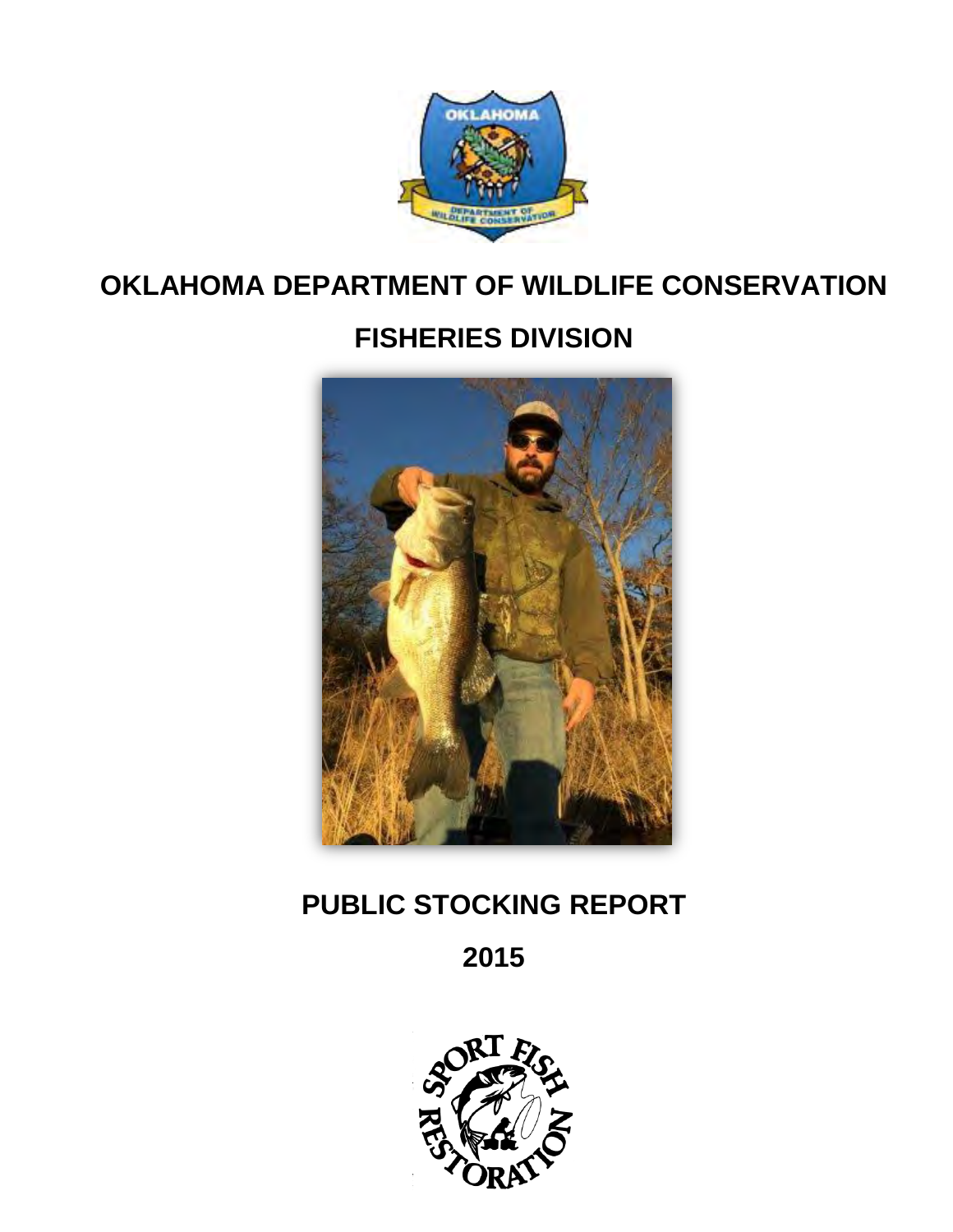# OKLAHOMA DEPARTMENT OF WILDLIFE CONSERVATION

## FISHERIES DIVISION

## PUBLIC STOCKING REPORT

## 2015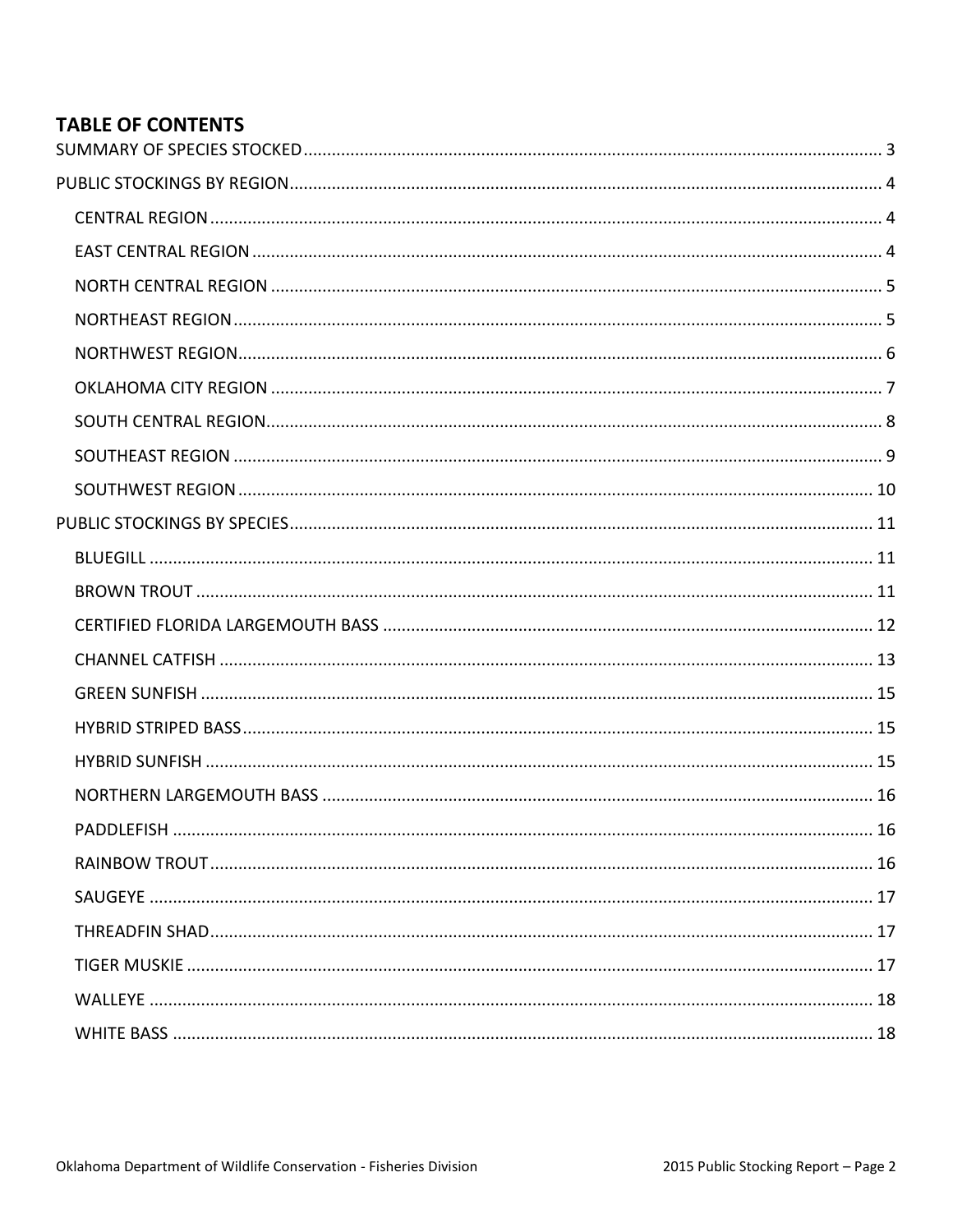## TABLE OF CONTENTS

SUMMARY OF SPECIES STOCKED ........................................................ 3

PUBLIC STOCKINGS BY REGION ........................................................ 4

- CENTRAL REGION ........................................................ 4
- EAST CENTRAL REGION ........................................................ 4
- NORTH CENTRAL REGION ........................................................ 5
- NORTHEAST REGION ........................................................ 5
- NORTHWEST REGION ........................................................ 6
- OKLAHOMA CITY REGION ........................................................ 7
- SOUTH CENTRAL REGION ........................................................ 8
- SOUTHEAST REGION ........................................................ 9
- SOUTHWEST REGION ........................................................ 10

PUBLIC STOCKINGS BY SPECIES ........................................................ 11

- BLUEGILL ........................................................ 11
- BROWN TROUT ........................................................ 11
- CERTIFIED FLORIDA LARGEMOUTH BASS ........................................................ 12
- CHANNEL CATFISH ........................................................ 13
- GREEN SUNFISH ........................................................ 15
- HYBRID STRIPED BASS ........................................................ 15
- HYBRID SUNFISH ........................................................ 15
- NORTHERN LARGEMOUTH BASS ........................................................ 16
- PADDLEFISH ........................................................ 16
- RAINBOW TROUT ........................................................ 16
- SAUGEYE ........................................................ 17
- THREADFIN SHAD ........................................................ 17
- TIGER MUSKIE ........................................................ 17
- WALLEYE ........................................................ 18
- WHITE BASS ........................................................ 18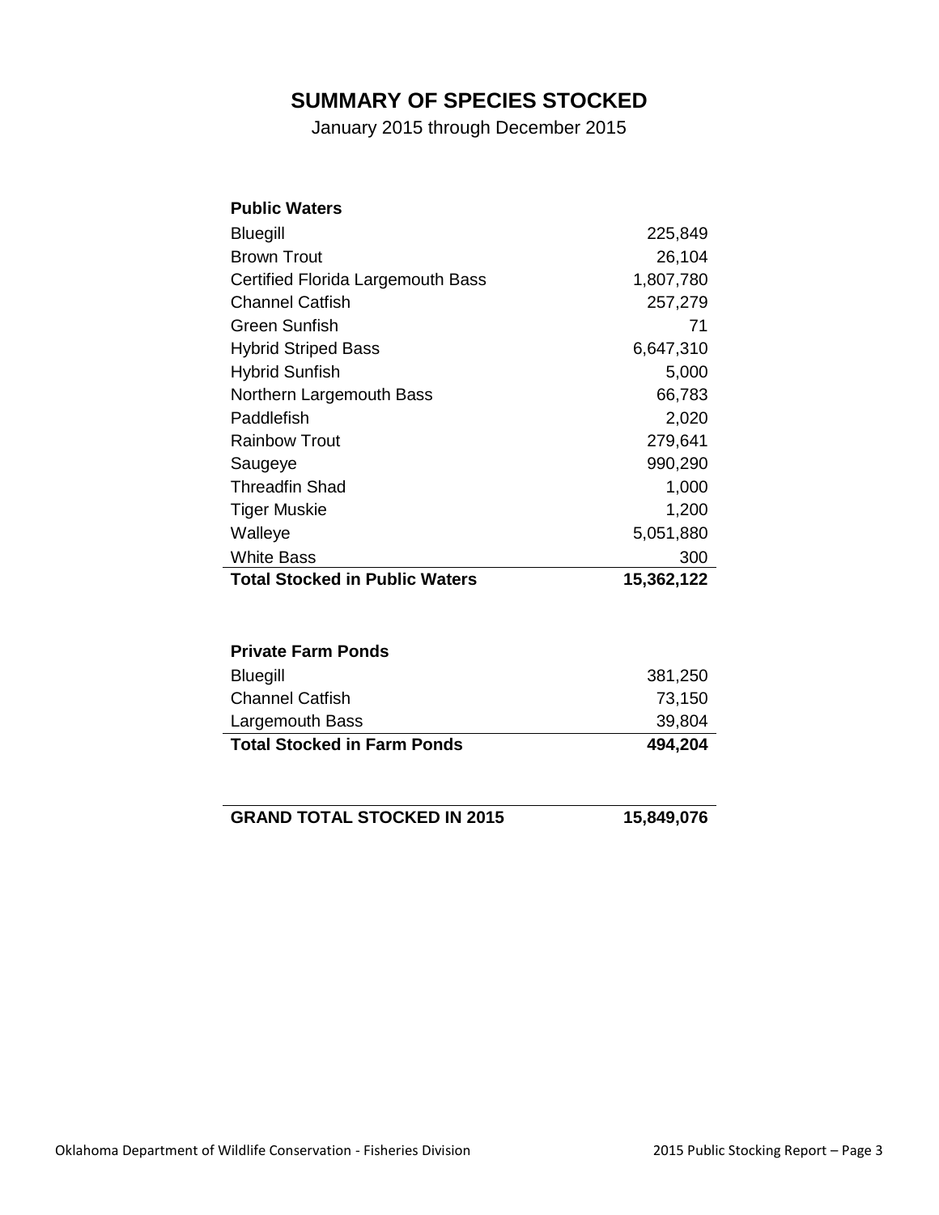# SUMMARY OF SPECIES STOCKED

January 2015 through December 2015

| **Public Waters** | |
|---|---:|
| Bluegill | 225,849 |
| Brown Trout | 26,104 |
| Certified Florida Largemouth Bass | 1,807,780 |
| Channel Catfish | 257,279 |
| Green Sunfish | 71 |
| Hybrid Striped Bass | 6,647,310 |
| Hybrid Sunfish | 5,000 |
| Northern Largemouth Bass | 66,783 |
| Paddlefish | 2,020 |
| Rainbow Trout | 279,641 |
| Saugeye | 990,290 |
| Threadfin Shad | 1,000 |
| Tiger Muskie | 1,200 |
| Walleye | 5,051,880 |
| White Bass | 300 |
| **Total Stocked in Public Waters** | **15,362,122** |

| **Private Farm Ponds** | |
|---|---:|
| Bluegill | 381,250 |
| Channel Catfish | 73,150 |
| Largemouth Bass | 39,804 |
| **Total Stocked in Farm Ponds** | **494,204** |

| **GRAND TOTAL STOCKED IN 2015** | **15,849,076** |
|---|---:|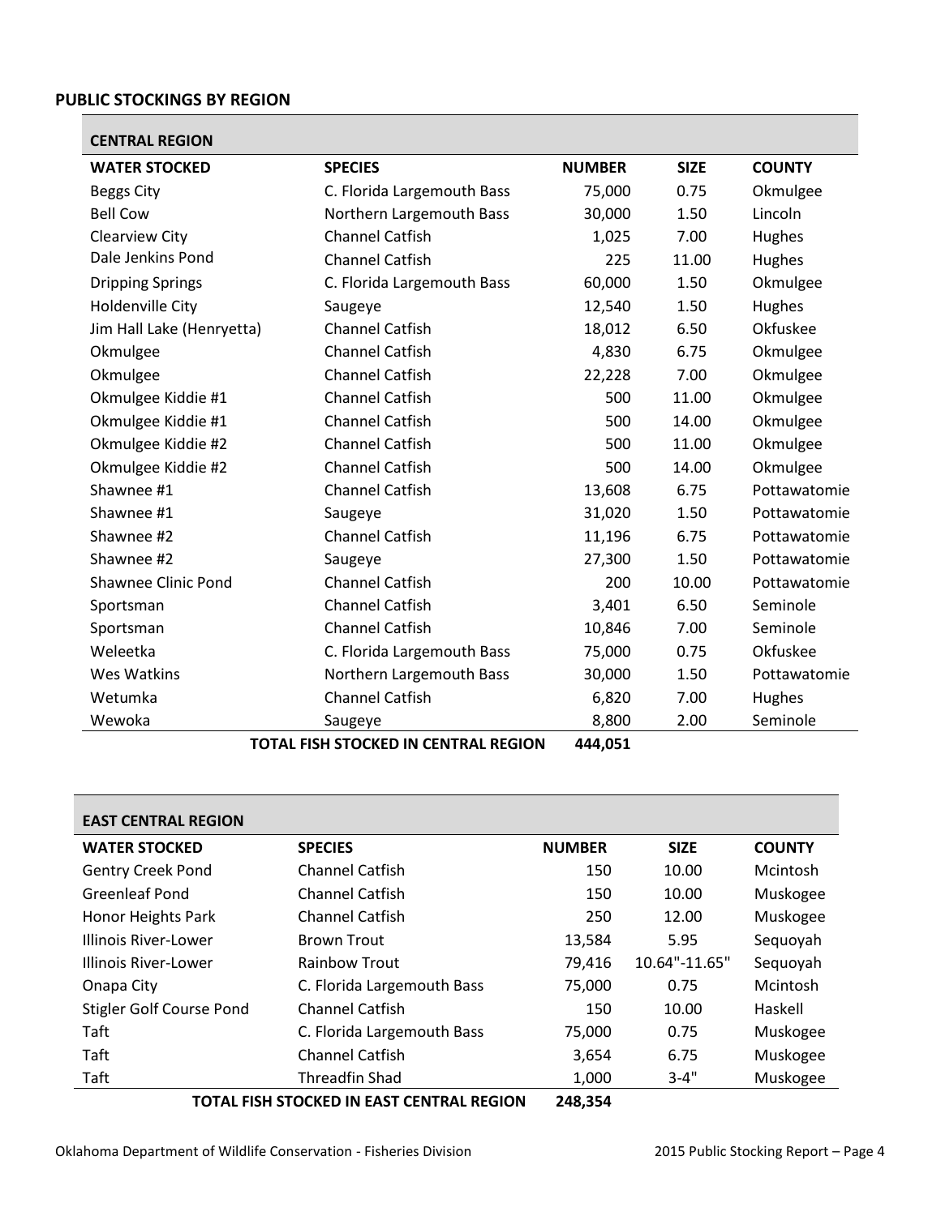## PUBLIC STOCKINGS BY REGION

### CENTRAL REGION

| WATER STOCKED | SPECIES | NUMBER | SIZE | COUNTY |
|---|---|---|---|---|
| Beggs City | C. Florida Largemouth Bass | 75,000 | 0.75 | Okmulgee |
| Bell Cow | Northern Largemouth Bass | 30,000 | 1.50 | Lincoln |
| Clearview City | Channel Catfish | 1,025 | 7.00 | Hughes |
| Dale Jenkins Pond | Channel Catfish | 225 | 11.00 | Hughes |
| Dripping Springs | C. Florida Largemouth Bass | 60,000 | 1.50 | Okmulgee |
| Holdenville City | Saugeye | 12,540 | 1.50 | Hughes |
| Jim Hall Lake (Henryetta) | Channel Catfish | 18,012 | 6.50 | Okfuskee |
| Okmulgee | Channel Catfish | 4,830 | 6.75 | Okmulgee |
| Okmulgee | Channel Catfish | 22,228 | 7.00 | Okmulgee |
| Okmulgee Kiddie #1 | Channel Catfish | 500 | 11.00 | Okmulgee |
| Okmulgee Kiddie #1 | Channel Catfish | 500 | 14.00 | Okmulgee |
| Okmulgee Kiddie #2 | Channel Catfish | 500 | 11.00 | Okmulgee |
| Okmulgee Kiddie #2 | Channel Catfish | 500 | 14.00 | Okmulgee |
| Shawnee #1 | Channel Catfish | 13,608 | 6.75 | Pottawatomie |
| Shawnee #1 | Saugeye | 31,020 | 1.50 | Pottawatomie |
| Shawnee #2 | Channel Catfish | 11,196 | 6.75 | Pottawatomie |
| Shawnee #2 | Saugeye | 27,300 | 1.50 | Pottawatomie |
| Shawnee Clinic Pond | Channel Catfish | 200 | 10.00 | Pottawatomie |
| Sportsman | Channel Catfish | 3,401 | 6.50 | Seminole |
| Sportsman | Channel Catfish | 10,846 | 7.00 | Seminole |
| Weleetka | C. Florida Largemouth Bass | 75,000 | 0.75 | Okfuskee |
| Wes Watkins | Northern Largemouth Bass | 30,000 | 1.50 | Pottawatomie |
| Wetumka | Channel Catfish | 6,820 | 7.00 | Hughes |
| Wewoka | Saugeye | 8,800 | 2.00 | Seminole |
| | **TOTAL FISH STOCKED IN CENTRAL REGION** | **444,051** | | |

### EAST CENTRAL REGION

| WATER STOCKED | SPECIES | NUMBER | SIZE | COUNTY |
|---|---|---|---|---|
| Gentry Creek Pond | Channel Catfish | 150 | 10.00 | Mcintosh |
| Greenleaf Pond | Channel Catfish | 150 | 10.00 | Muskogee |
| Honor Heights Park | Channel Catfish | 250 | 12.00 | Muskogee |
| Illinois River-Lower | Brown Trout | 13,584 | 5.95 | Sequoyah |
| Illinois River-Lower | Rainbow Trout | 79,416 | 10.64"-11.65" | Sequoyah |
| Onapa City | C. Florida Largemouth Bass | 75,000 | 0.75 | Mcintosh |
| Stigler Golf Course Pond | Channel Catfish | 150 | 10.00 | Haskell |
| Taft | C. Florida Largemouth Bass | 75,000 | 0.75 | Muskogee |
| Taft | Channel Catfish | 3,654 | 6.75 | Muskogee |
| Taft | Threadfin Shad | 1,000 | 3-4" | Muskogee |
| | **TOTAL FISH STOCKED IN EAST CENTRAL REGION** | **248,354** | | |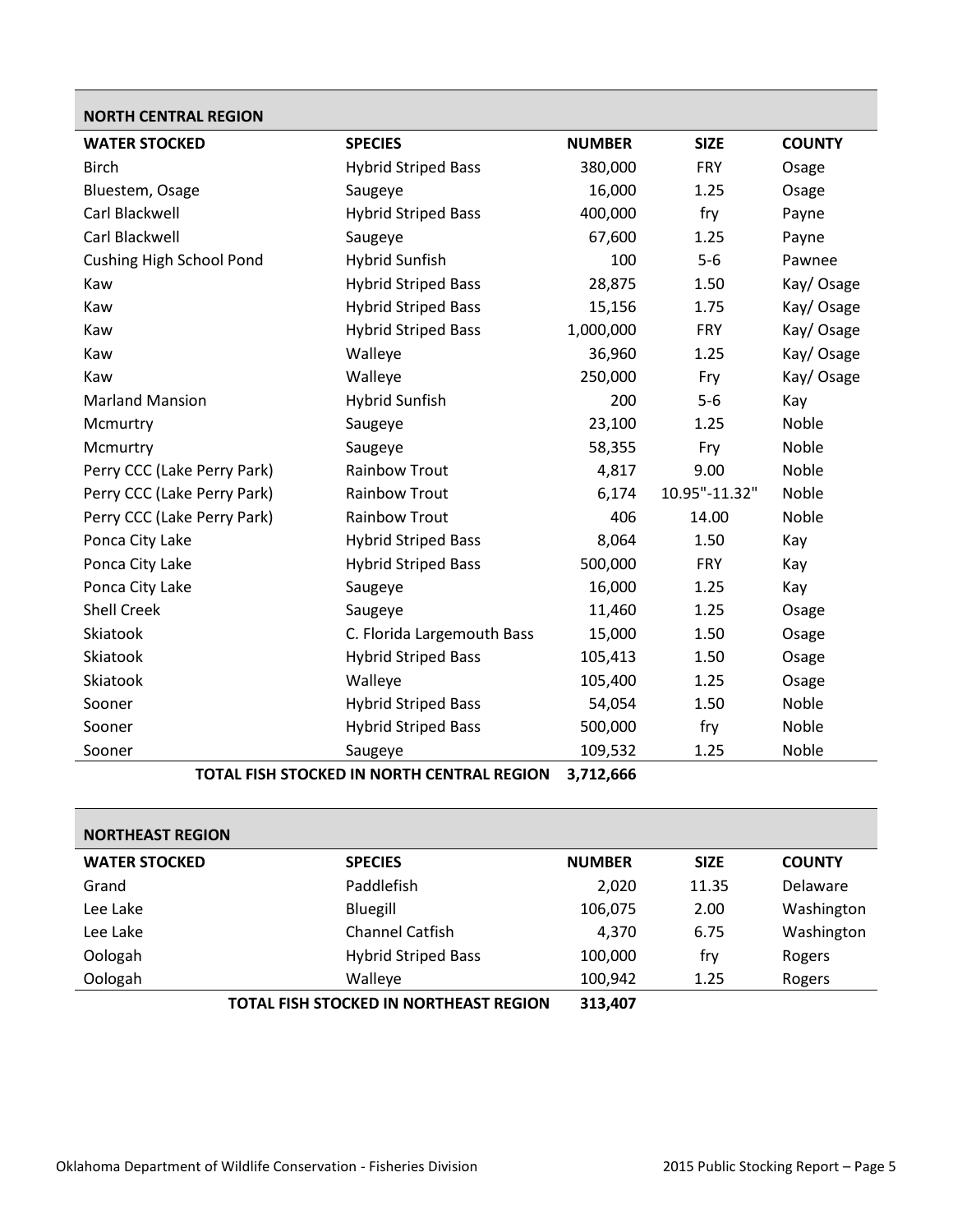## NORTH CENTRAL REGION

| WATER STOCKED | SPECIES | NUMBER | SIZE | COUNTY |
|---|---|---|---|---|
| Birch | Hybrid Striped Bass | 380,000 | FRY | Osage |
| Bluestem, Osage | Saugeye | 16,000 | 1.25 | Osage |
| Carl Blackwell | Hybrid Striped Bass | 400,000 | fry | Payne |
| Carl Blackwell | Saugeye | 67,600 | 1.25 | Payne |
| Cushing High School Pond | Hybrid Sunfish | 100 | 5-6 | Pawnee |
| Kaw | Hybrid Striped Bass | 28,875 | 1.50 | Kay/ Osage |
| Kaw | Hybrid Striped Bass | 15,156 | 1.75 | Kay/ Osage |
| Kaw | Hybrid Striped Bass | 1,000,000 | FRY | Kay/ Osage |
| Kaw | Walleye | 36,960 | 1.25 | Kay/ Osage |
| Kaw | Walleye | 250,000 | Fry | Kay/ Osage |
| Marland Mansion | Hybrid Sunfish | 200 | 5-6 | Kay |
| Mcmurtry | Saugeye | 23,100 | 1.25 | Noble |
| Mcmurtry | Saugeye | 58,355 | Fry | Noble |
| Perry CCC (Lake Perry Park) | Rainbow Trout | 4,817 | 9.00 | Noble |
| Perry CCC (Lake Perry Park) | Rainbow Trout | 6,174 | 10.95"-11.32" | Noble |
| Perry CCC (Lake Perry Park) | Rainbow Trout | 406 | 14.00 | Noble |
| Ponca City Lake | Hybrid Striped Bass | 8,064 | 1.50 | Kay |
| Ponca City Lake | Hybrid Striped Bass | 500,000 | FRY | Kay |
| Ponca City Lake | Saugeye | 16,000 | 1.25 | Kay |
| Shell Creek | Saugeye | 11,460 | 1.25 | Osage |
| Skiatook | C. Florida Largemouth Bass | 15,000 | 1.50 | Osage |
| Skiatook | Hybrid Striped Bass | 105,413 | 1.50 | Osage |
| Skiatook | Walleye | 105,400 | 1.25 | Osage |
| Sooner | Hybrid Striped Bass | 54,054 | 1.50 | Noble |
| Sooner | Hybrid Striped Bass | 500,000 | fry | Noble |
| Sooner | Saugeye | 109,532 | 1.25 | Noble |
| | **TOTAL FISH STOCKED IN NORTH CENTRAL REGION** | **3,712,666** | | |

## NORTHEAST REGION

| WATER STOCKED | SPECIES | NUMBER | SIZE | COUNTY |
|---|---|---|---|---|
| Grand | Paddlefish | 2,020 | 11.35 | Delaware |
| Lee Lake | Bluegill | 106,075 | 2.00 | Washington |
| Lee Lake | Channel Catfish | 4,370 | 6.75 | Washington |
| Oologah | Hybrid Striped Bass | 100,000 | fry | Rogers |
| Oologah | Walleye | 100,942 | 1.25 | Rogers |
| | **TOTAL FISH STOCKED IN NORTHEAST REGION** | **313,407** | | |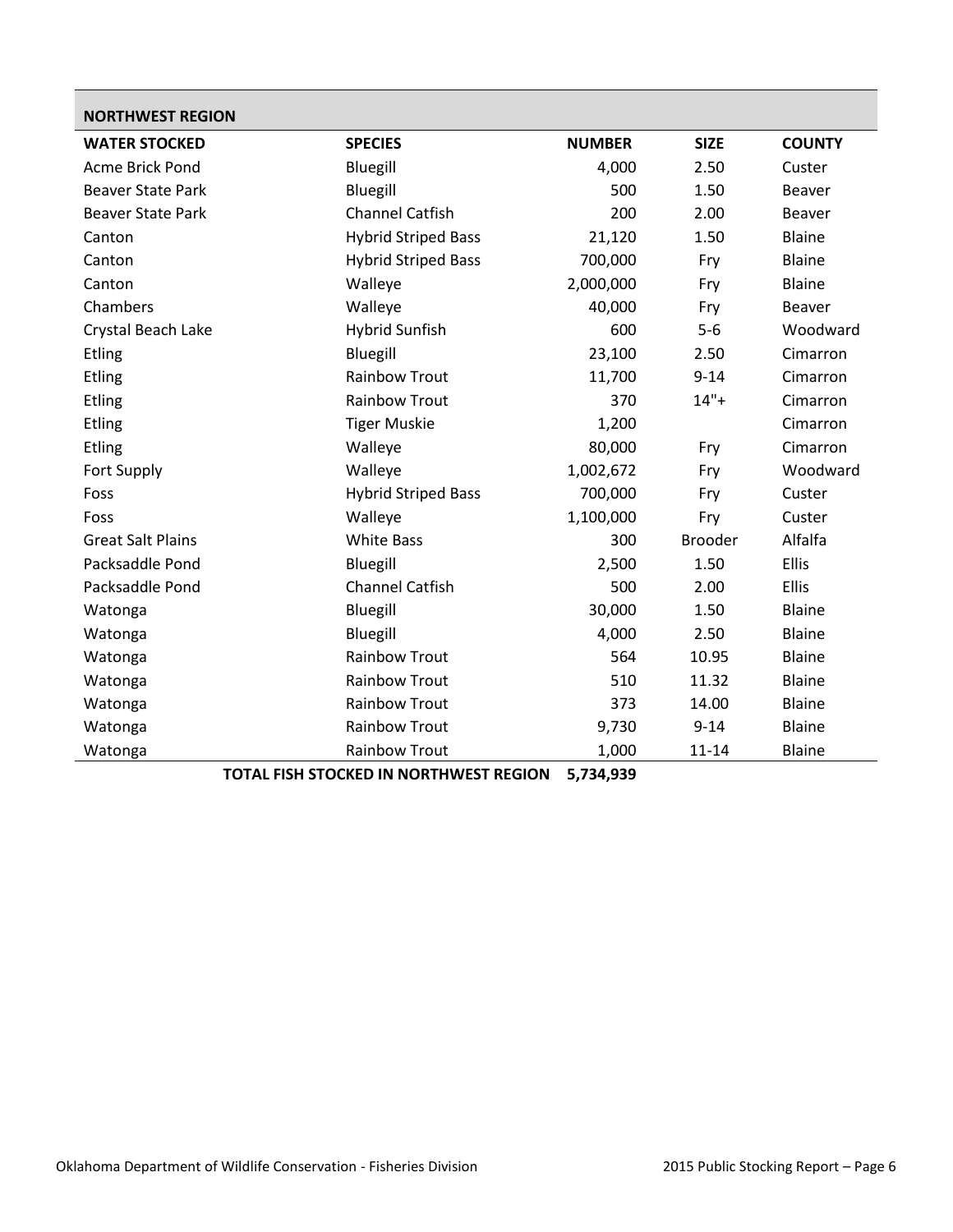| NORTHWEST REGION | | | | |
|---|---|---|---|---|
| **WATER STOCKED** | **SPECIES** | **NUMBER** | **SIZE** | **COUNTY** |
| Acme Brick Pond | Bluegill | 4,000 | 2.50 | Custer |
| Beaver State Park | Bluegill | 500 | 1.50 | Beaver |
| Beaver State Park | Channel Catfish | 200 | 2.00 | Beaver |
| Canton | Hybrid Striped Bass | 21,120 | 1.50 | Blaine |
| Canton | Hybrid Striped Bass | 700,000 | Fry | Blaine |
| Canton | Walleye | 2,000,000 | Fry | Blaine |
| Chambers | Walleye | 40,000 | Fry | Beaver |
| Crystal Beach Lake | Hybrid Sunfish | 600 | 5-6 | Woodward |
| Etling | Bluegill | 23,100 | 2.50 | Cimarron |
| Etling | Rainbow Trout | 11,700 | 9-14 | Cimarron |
| Etling | Rainbow Trout | 370 | 14"+ | Cimarron |
| Etling | Tiger Muskie | 1,200 | | Cimarron |
| Etling | Walleye | 80,000 | Fry | Cimarron |
| Fort Supply | Walleye | 1,002,672 | Fry | Woodward |
| Foss | Hybrid Striped Bass | 700,000 | Fry | Custer |
| Foss | Walleye | 1,100,000 | Fry | Custer |
| Great Salt Plains | White Bass | 300 | Brooder | Alfalfa |
| Packsaddle Pond | Bluegill | 2,500 | 1.50 | Ellis |
| Packsaddle Pond | Channel Catfish | 500 | 2.00 | Ellis |
| Watonga | Bluegill | 30,000 | 1.50 | Blaine |
| Watonga | Bluegill | 4,000 | 2.50 | Blaine |
| Watonga | Rainbow Trout | 564 | 10.95 | Blaine |
| Watonga | Rainbow Trout | 510 | 11.32 | Blaine |
| Watonga | Rainbow Trout | 373 | 14.00 | Blaine |
| Watonga | Rainbow Trout | 9,730 | 9-14 | Blaine |
| Watonga | Rainbow Trout | 1,000 | 11-14 | Blaine |
| | **TOTAL FISH STOCKED IN NORTHWEST REGION** | **5,734,939** | | |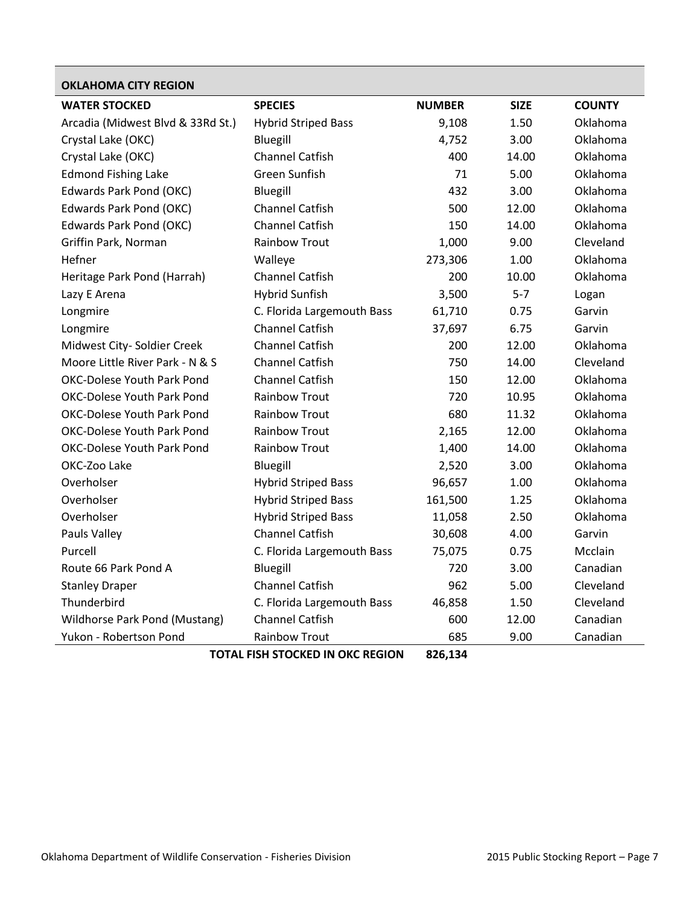## OKLAHOMA CITY REGION

| WATER STOCKED | SPECIES | NUMBER | SIZE | COUNTY |
|---|---|---|---|---|
| Arcadia (Midwest Blvd & 33Rd St.) | Hybrid Striped Bass | 9,108 | 1.50 | Oklahoma |
| Crystal Lake (OKC) | Bluegill | 4,752 | 3.00 | Oklahoma |
| Crystal Lake (OKC) | Channel Catfish | 400 | 14.00 | Oklahoma |
| Edmond Fishing Lake | Green Sunfish | 71 | 5.00 | Oklahoma |
| Edwards Park Pond (OKC) | Bluegill | 432 | 3.00 | Oklahoma |
| Edwards Park Pond (OKC) | Channel Catfish | 500 | 12.00 | Oklahoma |
| Edwards Park Pond (OKC) | Channel Catfish | 150 | 14.00 | Oklahoma |
| Griffin Park, Norman | Rainbow Trout | 1,000 | 9.00 | Cleveland |
| Hefner | Walleye | 273,306 | 1.00 | Oklahoma |
| Heritage Park Pond (Harrah) | Channel Catfish | 200 | 10.00 | Oklahoma |
| Lazy E Arena | Hybrid Sunfish | 3,500 | 5-7 | Logan |
| Longmire | C. Florida Largemouth Bass | 61,710 | 0.75 | Garvin |
| Longmire | Channel Catfish | 37,697 | 6.75 | Garvin |
| Midwest City- Soldier Creek | Channel Catfish | 200 | 12.00 | Oklahoma |
| Moore Little River Park - N & S | Channel Catfish | 750 | 14.00 | Cleveland |
| OKC-Dolese Youth Park Pond | Channel Catfish | 150 | 12.00 | Oklahoma |
| OKC-Dolese Youth Park Pond | Rainbow Trout | 720 | 10.95 | Oklahoma |
| OKC-Dolese Youth Park Pond | Rainbow Trout | 680 | 11.32 | Oklahoma |
| OKC-Dolese Youth Park Pond | Rainbow Trout | 2,165 | 12.00 | Oklahoma |
| OKC-Dolese Youth Park Pond | Rainbow Trout | 1,400 | 14.00 | Oklahoma |
| OKC-Zoo Lake | Bluegill | 2,520 | 3.00 | Oklahoma |
| Overholser | Hybrid Striped Bass | 96,657 | 1.00 | Oklahoma |
| Overholser | Hybrid Striped Bass | 161,500 | 1.25 | Oklahoma |
| Overholser | Hybrid Striped Bass | 11,058 | 2.50 | Oklahoma |
| Pauls Valley | Channel Catfish | 30,608 | 4.00 | Garvin |
| Purcell | C. Florida Largemouth Bass | 75,075 | 0.75 | Mcclain |
| Route 66 Park Pond A | Bluegill | 720 | 3.00 | Canadian |
| Stanley Draper | Channel Catfish | 962 | 5.00 | Cleveland |
| Thunderbird | C. Florida Largemouth Bass | 46,858 | 1.50 | Cleveland |
| Wildhorse Park Pond (Mustang) | Channel Catfish | 600 | 12.00 | Canadian |
| Yukon - Robertson Pond | Rainbow Trout | 685 | 9.00 | Canadian |
| | **TOTAL FISH STOCKED IN OKC REGION** | **826,134** | | |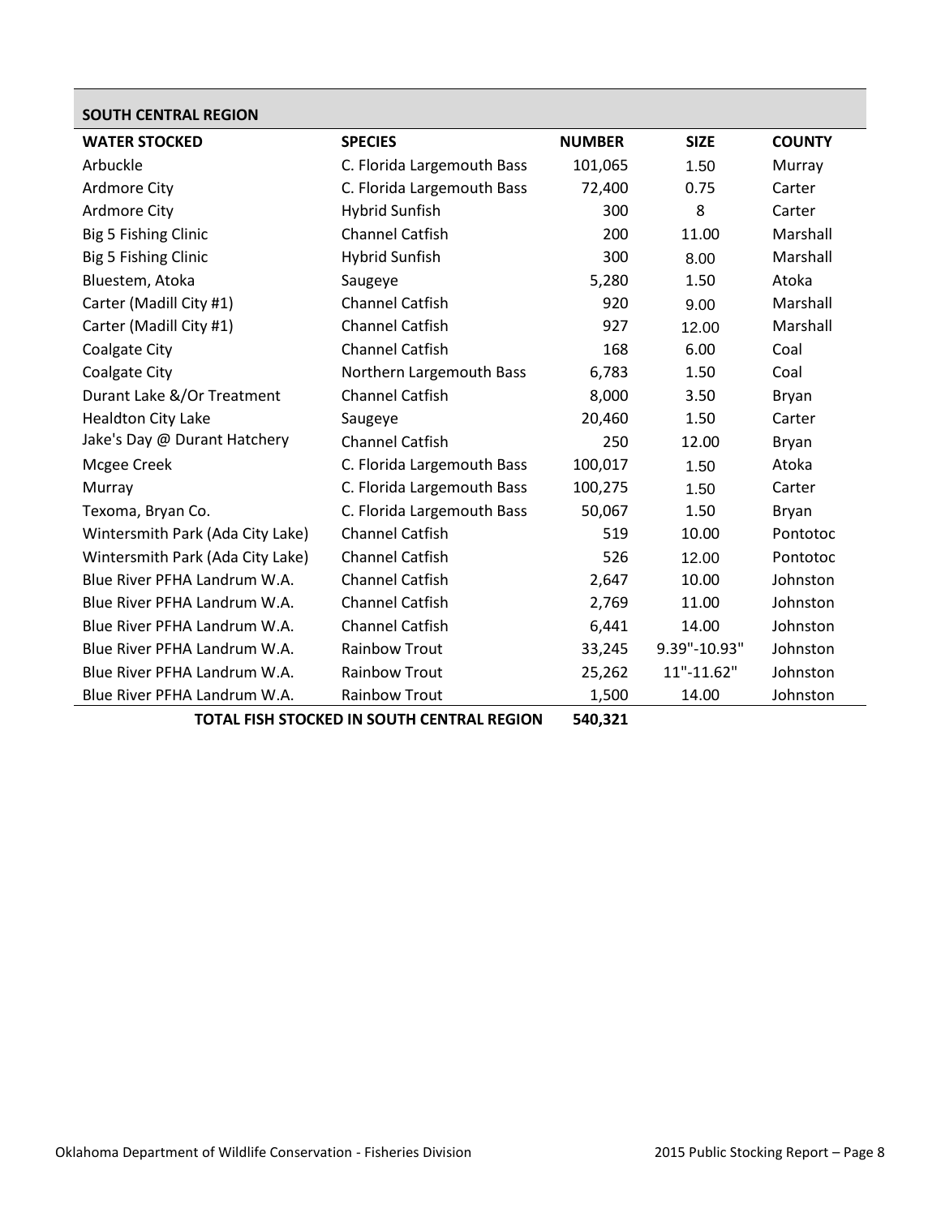## SOUTH CENTRAL REGION

| WATER STOCKED | SPECIES | NUMBER | SIZE | COUNTY |
|---|---|---|---|---|
| Arbuckle | C. Florida Largemouth Bass | 101,065 | 1.50 | Murray |
| Ardmore City | C. Florida Largemouth Bass | 72,400 | 0.75 | Carter |
| Ardmore City | Hybrid Sunfish | 300 | 8 | Carter |
| Big 5 Fishing Clinic | Channel Catfish | 200 | 11.00 | Marshall |
| Big 5 Fishing Clinic | Hybrid Sunfish | 300 | 8.00 | Marshall |
| Bluestem, Atoka | Saugeye | 5,280 | 1.50 | Atoka |
| Carter (Madill City #1) | Channel Catfish | 920 | 9.00 | Marshall |
| Carter (Madill City #1) | Channel Catfish | 927 | 12.00 | Marshall |
| Coalgate City | Channel Catfish | 168 | 6.00 | Coal |
| Coalgate City | Northern Largemouth Bass | 6,783 | 1.50 | Coal |
| Durant Lake &/Or Treatment | Channel Catfish | 8,000 | 3.50 | Bryan |
| Healdton City Lake | Saugeye | 20,460 | 1.50 | Carter |
| Jake's Day @ Durant Hatchery | Channel Catfish | 250 | 12.00 | Bryan |
| Mcgee Creek | C. Florida Largemouth Bass | 100,017 | 1.50 | Atoka |
| Murray | C. Florida Largemouth Bass | 100,275 | 1.50 | Carter |
| Texoma, Bryan Co. | C. Florida Largemouth Bass | 50,067 | 1.50 | Bryan |
| Wintersmith Park (Ada City Lake) | Channel Catfish | 519 | 10.00 | Pontotoc |
| Wintersmith Park (Ada City Lake) | Channel Catfish | 526 | 12.00 | Pontotoc |
| Blue River PFHA Landrum W.A. | Channel Catfish | 2,647 | 10.00 | Johnston |
| Blue River PFHA Landrum W.A. | Channel Catfish | 2,769 | 11.00 | Johnston |
| Blue River PFHA Landrum W.A. | Channel Catfish | 6,441 | 14.00 | Johnston |
| Blue River PFHA Landrum W.A. | Rainbow Trout | 33,245 | 9.39"-10.93" | Johnston |
| Blue River PFHA Landrum W.A. | Rainbow Trout | 25,262 | 11"-11.62" | Johnston |
| Blue River PFHA Landrum W.A. | Rainbow Trout | 1,500 | 14.00 | Johnston |
| | **TOTAL FISH STOCKED IN SOUTH CENTRAL REGION** | **540,321** | | |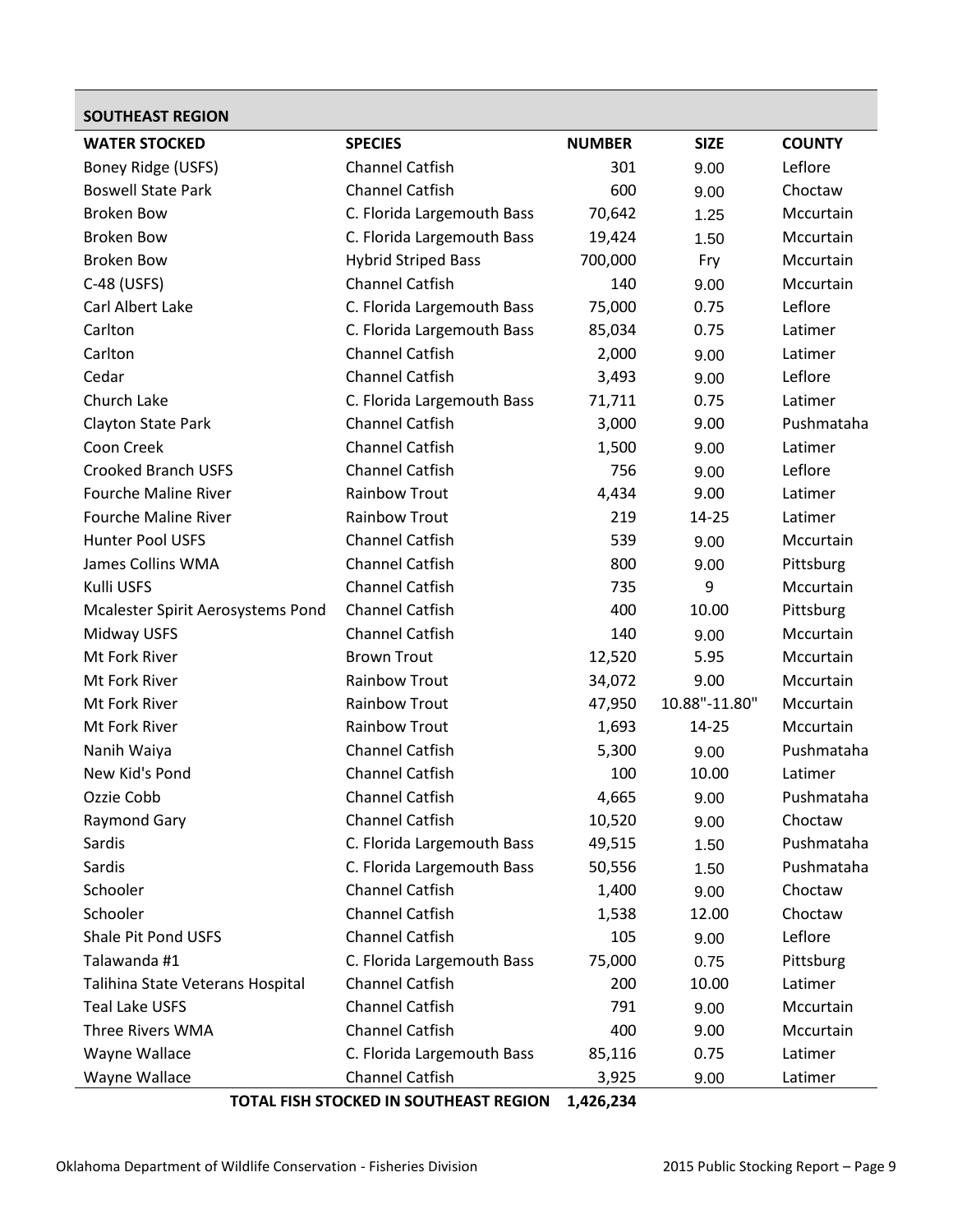## SOUTHEAST REGION

| WATER STOCKED | SPECIES | NUMBER | SIZE | COUNTY |
|---|---|---|---|---|
| Boney Ridge (USFS) | Channel Catfish | 301 | 9.00 | Leflore |
| Boswell State Park | Channel Catfish | 600 | 9.00 | Choctaw |
| Broken Bow | C. Florida Largemouth Bass | 70,642 | 1.25 | Mccurtain |
| Broken Bow | C. Florida Largemouth Bass | 19,424 | 1.50 | Mccurtain |
| Broken Bow | Hybrid Striped Bass | 700,000 | Fry | Mccurtain |
| C-48 (USFS) | Channel Catfish | 140 | 9.00 | Mccurtain |
| Carl Albert Lake | C. Florida Largemouth Bass | 75,000 | 0.75 | Leflore |
| Carlton | C. Florida Largemouth Bass | 85,034 | 0.75 | Latimer |
| Carlton | Channel Catfish | 2,000 | 9.00 | Latimer |
| Cedar | Channel Catfish | 3,493 | 9.00 | Leflore |
| Church Lake | C. Florida Largemouth Bass | 71,711 | 0.75 | Latimer |
| Clayton State Park | Channel Catfish | 3,000 | 9.00 | Pushmataha |
| Coon Creek | Channel Catfish | 1,500 | 9.00 | Latimer |
| Crooked Branch USFS | Channel Catfish | 756 | 9.00 | Leflore |
| Fourche Maline River | Rainbow Trout | 4,434 | 9.00 | Latimer |
| Fourche Maline River | Rainbow Trout | 219 | 14-25 | Latimer |
| Hunter Pool USFS | Channel Catfish | 539 | 9.00 | Mccurtain |
| James Collins WMA | Channel Catfish | 800 | 9.00 | Pittsburg |
| Kulli USFS | Channel Catfish | 735 | 9 | Mccurtain |
| Mcalester Spirit Aerosystems Pond | Channel Catfish | 400 | 10.00 | Pittsburg |
| Midway USFS | Channel Catfish | 140 | 9.00 | Mccurtain |
| Mt Fork River | Brown Trout | 12,520 | 5.95 | Mccurtain |
| Mt Fork River | Rainbow Trout | 34,072 | 9.00 | Mccurtain |
| Mt Fork River | Rainbow Trout | 47,950 | 10.88"-11.80" | Mccurtain |
| Mt Fork River | Rainbow Trout | 1,693 | 14-25 | Mccurtain |
| Nanih Waiya | Channel Catfish | 5,300 | 9.00 | Pushmataha |
| New Kid's Pond | Channel Catfish | 100 | 10.00 | Latimer |
| Ozzie Cobb | Channel Catfish | 4,665 | 9.00 | Pushmataha |
| Raymond Gary | Channel Catfish | 10,520 | 9.00 | Choctaw |
| Sardis | C. Florida Largemouth Bass | 49,515 | 1.50 | Pushmataha |
| Sardis | C. Florida Largemouth Bass | 50,556 | 1.50 | Pushmataha |
| Schooler | Channel Catfish | 1,400 | 9.00 | Choctaw |
| Schooler | Channel Catfish | 1,538 | 12.00 | Choctaw |
| Shale Pit Pond USFS | Channel Catfish | 105 | 9.00 | Leflore |
| Talawanda #1 | C. Florida Largemouth Bass | 75,000 | 0.75 | Pittsburg |
| Talihina State Veterans Hospital | Channel Catfish | 200 | 10.00 | Latimer |
| Teal Lake USFS | Channel Catfish | 791 | 9.00 | Mccurtain |
| Three Rivers WMA | Channel Catfish | 400 | 9.00 | Mccurtain |
| Wayne Wallace | C. Florida Largemouth Bass | 85,116 | 0.75 | Latimer |
| Wayne Wallace | Channel Catfish | 3,925 | 9.00 | Latimer |
| | **TOTAL FISH STOCKED IN SOUTHEAST REGION** | **1,426,234** | | |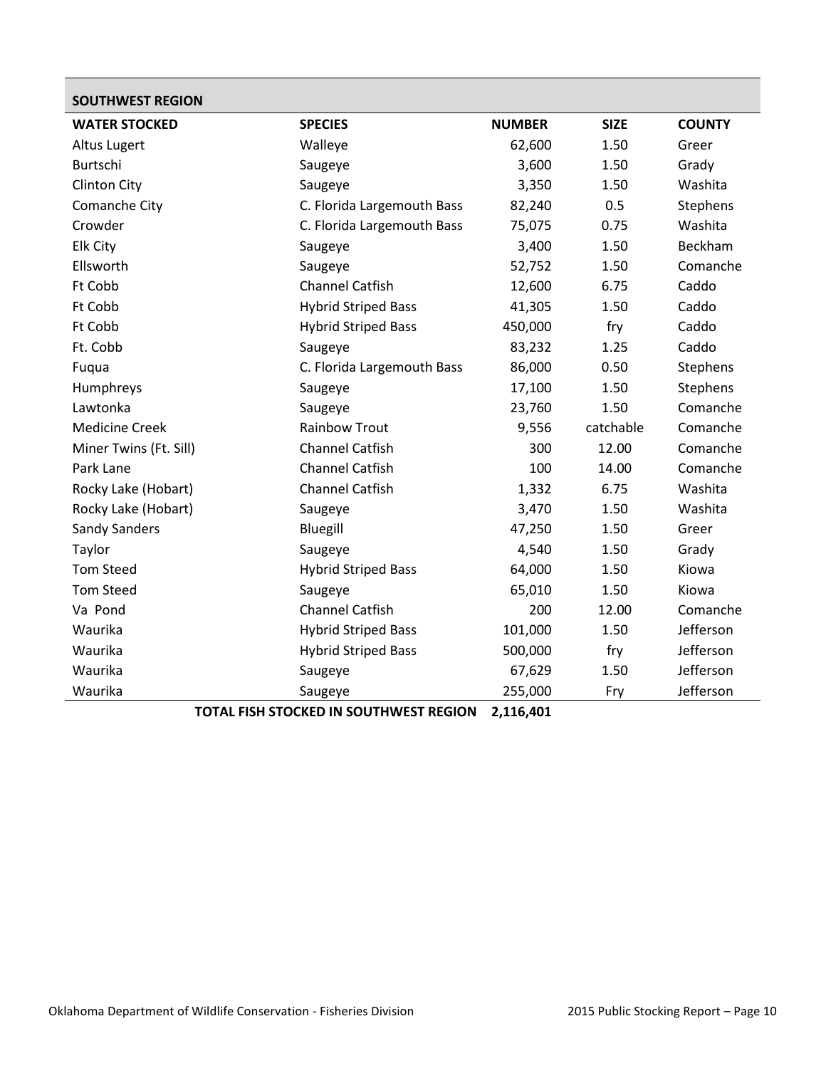## SOUTHWEST REGION

| WATER STOCKED | SPECIES | NUMBER | SIZE | COUNTY |
|---|---|---|---|---|
| Altus Lugert | Walleye | 62,600 | 1.50 | Greer |
| Burtschi | Saugeye | 3,600 | 1.50 | Grady |
| Clinton City | Saugeye | 3,350 | 1.50 | Washita |
| Comanche City | C. Florida Largemouth Bass | 82,240 | 0.5 | Stephens |
| Crowder | C. Florida Largemouth Bass | 75,075 | 0.75 | Washita |
| Elk City | Saugeye | 3,400 | 1.50 | Beckham |
| Ellsworth | Saugeye | 52,752 | 1.50 | Comanche |
| Ft Cobb | Channel Catfish | 12,600 | 6.75 | Caddo |
| Ft Cobb | Hybrid Striped Bass | 41,305 | 1.50 | Caddo |
| Ft Cobb | Hybrid Striped Bass | 450,000 | fry | Caddo |
| Ft. Cobb | Saugeye | 83,232 | 1.25 | Caddo |
| Fuqua | C. Florida Largemouth Bass | 86,000 | 0.50 | Stephens |
| Humphreys | Saugeye | 17,100 | 1.50 | Stephens |
| Lawtonka | Saugeye | 23,760 | 1.50 | Comanche |
| Medicine Creek | Rainbow Trout | 9,556 | catchable | Comanche |
| Miner Twins (Ft. Sill) | Channel Catfish | 300 | 12.00 | Comanche |
| Park Lane | Channel Catfish | 100 | 14.00 | Comanche |
| Rocky Lake (Hobart) | Channel Catfish | 1,332 | 6.75 | Washita |
| Rocky Lake (Hobart) | Saugeye | 3,470 | 1.50 | Washita |
| Sandy Sanders | Bluegill | 47,250 | 1.50 | Greer |
| Taylor | Saugeye | 4,540 | 1.50 | Grady |
| Tom Steed | Hybrid Striped Bass | 64,000 | 1.50 | Kiowa |
| Tom Steed | Saugeye | 65,010 | 1.50 | Kiowa |
| Va Pond | Channel Catfish | 200 | 12.00 | Comanche |
| Waurika | Hybrid Striped Bass | 101,000 | 1.50 | Jefferson |
| Waurika | Hybrid Striped Bass | 500,000 | fry | Jefferson |
| Waurika | Saugeye | 67,629 | 1.50 | Jefferson |
| Waurika | Saugeye | 255,000 | Fry | Jefferson |
| | **TOTAL FISH STOCKED IN SOUTHWEST REGION** | **2,116,401** | | |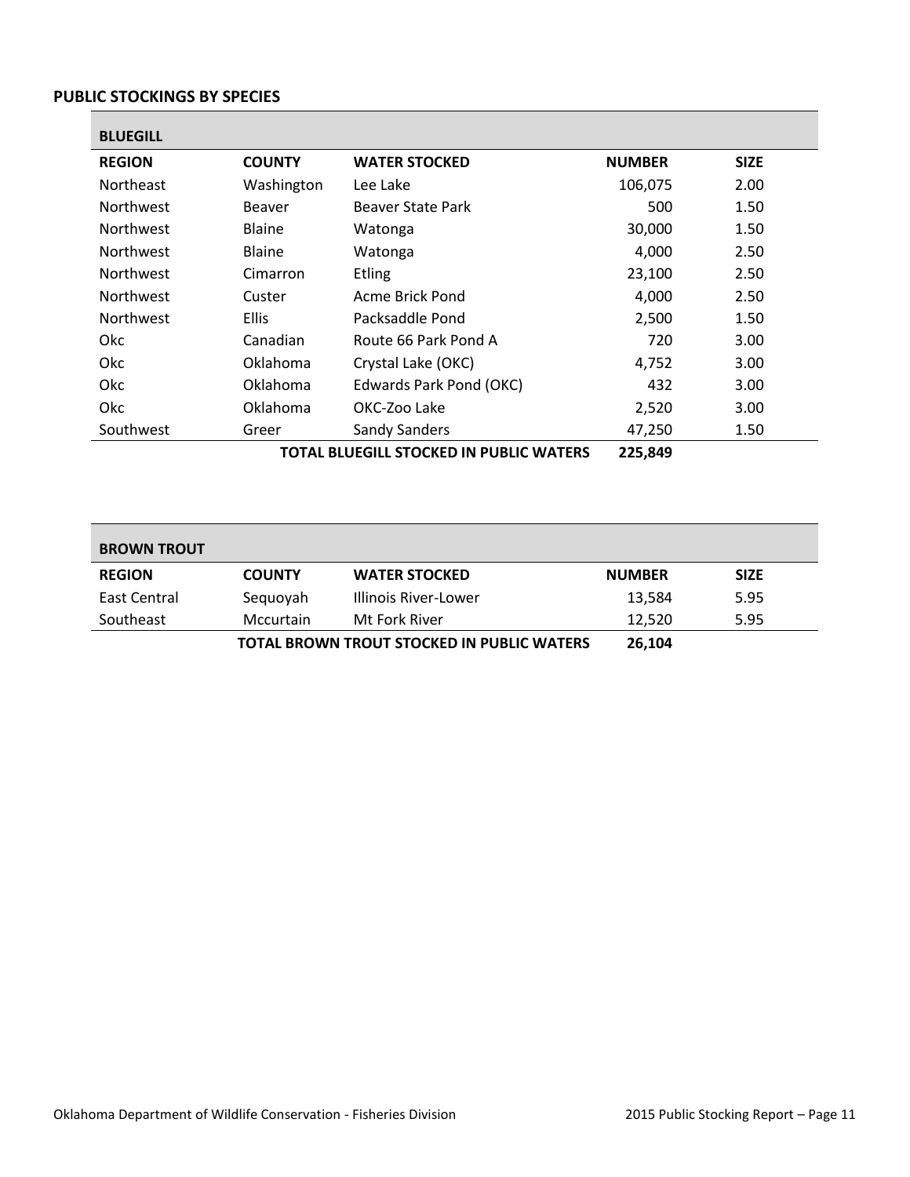## PUBLIC STOCKINGS BY SPECIES

| BLUEGILL | | | | |
|---|---|---|---|---|
| **REGION** | **COUNTY** | **WATER STOCKED** | **NUMBER** | **SIZE** |
| Northeast | Washington | Lee Lake | 106,075 | 2.00 |
| Northwest | Beaver | Beaver State Park | 500 | 1.50 |
| Northwest | Blaine | Watonga | 30,000 | 1.50 |
| Northwest | Blaine | Watonga | 4,000 | 2.50 |
| Northwest | Cimarron | Etling | 23,100 | 2.50 |
| Northwest | Custer | Acme Brick Pond | 4,000 | 2.50 |
| Northwest | Ellis | Packsaddle Pond | 2,500 | 1.50 |
| Okc | Canadian | Route 66 Park Pond A | 720 | 3.00 |
| Okc | Oklahoma | Crystal Lake (OKC) | 4,752 | 3.00 |
| Okc | Oklahoma | Edwards Park Pond (OKC) | 432 | 3.00 |
| Okc | Oklahoma | OKC-Zoo Lake | 2,520 | 3.00 |
| Southwest | Greer | Sandy Sanders | 47,250 | 1.50 |
| | | **TOTAL BLUEGILL STOCKED IN PUBLIC WATERS** | **225,849** | |

| BROWN TROUT | | | | |
|---|---|---|---|---|
| **REGION** | **COUNTY** | **WATER STOCKED** | **NUMBER** | **SIZE** |
| East Central | Sequoyah | Illinois River-Lower | 13,584 | 5.95 |
| Southeast | Mccurtain | Mt Fork River | 12,520 | 5.95 |
| | | **TOTAL BROWN TROUT STOCKED IN PUBLIC WATERS** | **26,104** | |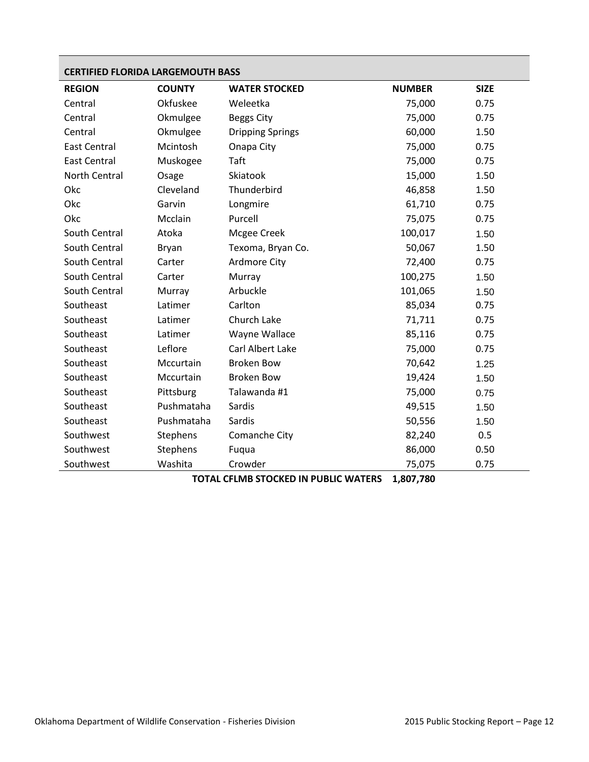## CERTIFIED FLORIDA LARGEMOUTH BASS

| REGION | COUNTY | WATER STOCKED | NUMBER | SIZE |
|---|---|---|---|---|
| Central | Okfuskee | Weleetka | 75,000 | 0.75 |
| Central | Okmulgee | Beggs City | 75,000 | 0.75 |
| Central | Okmulgee | Dripping Springs | 60,000 | 1.50 |
| East Central | Mcintosh | Onapa City | 75,000 | 0.75 |
| East Central | Muskogee | Taft | 75,000 | 0.75 |
| North Central | Osage | Skiatook | 15,000 | 1.50 |
| Okc | Cleveland | Thunderbird | 46,858 | 1.50 |
| Okc | Garvin | Longmire | 61,710 | 0.75 |
| Okc | Mcclain | Purcell | 75,075 | 0.75 |
| South Central | Atoka | Mcgee Creek | 100,017 | 1.50 |
| South Central | Bryan | Texoma, Bryan Co. | 50,067 | 1.50 |
| South Central | Carter | Ardmore City | 72,400 | 0.75 |
| South Central | Carter | Murray | 100,275 | 1.50 |
| South Central | Murray | Arbuckle | 101,065 | 1.50 |
| Southeast | Latimer | Carlton | 85,034 | 0.75 |
| Southeast | Latimer | Church Lake | 71,711 | 0.75 |
| Southeast | Latimer | Wayne Wallace | 85,116 | 0.75 |
| Southeast | Leflore | Carl Albert Lake | 75,000 | 0.75 |
| Southeast | Mccurtain | Broken Bow | 70,642 | 1.25 |
| Southeast | Mccurtain | Broken Bow | 19,424 | 1.50 |
| Southeast | Pittsburg | Talawanda #1 | 75,000 | 0.75 |
| Southeast | Pushmataha | Sardis | 49,515 | 1.50 |
| Southeast | Pushmataha | Sardis | 50,556 | 1.50 |
| Southwest | Stephens | Comanche City | 82,240 | 0.5 |
| Southwest | Stephens | Fuqua | 86,000 | 0.50 |
| Southwest | Washita | Crowder | 75,075 | 0.75 |
| | | **TOTAL CFLMB STOCKED IN PUBLIC WATERS** | **1,807,780** | |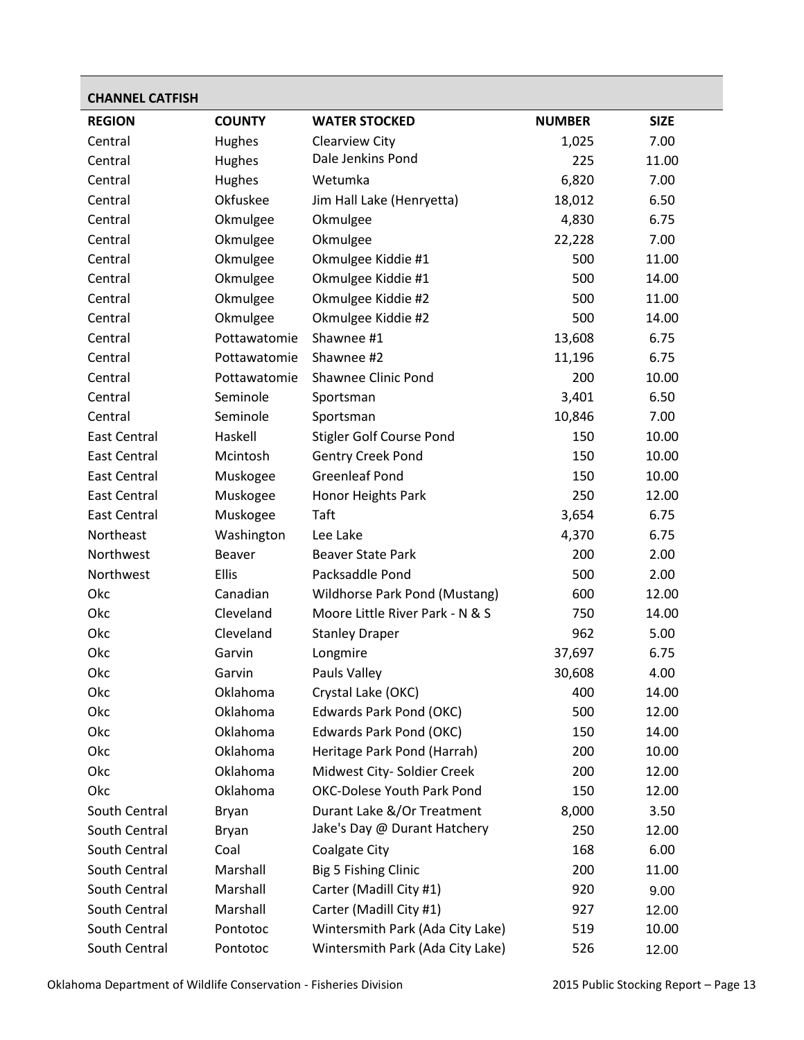## CHANNEL CATFISH

| REGION | COUNTY | WATER STOCKED | NUMBER | SIZE |
|---|---|---|---|---|
| Central | Hughes | Clearview City | 1,025 | 7.00 |
| Central | Hughes | Dale Jenkins Pond | 225 | 11.00 |
| Central | Hughes | Wetumka | 6,820 | 7.00 |
| Central | Okfuskee | Jim Hall Lake (Henryetta) | 18,012 | 6.50 |
| Central | Okmulgee | Okmulgee | 4,830 | 6.75 |
| Central | Okmulgee | Okmulgee | 22,228 | 7.00 |
| Central | Okmulgee | Okmulgee Kiddie #1 | 500 | 11.00 |
| Central | Okmulgee | Okmulgee Kiddie #1 | 500 | 14.00 |
| Central | Okmulgee | Okmulgee Kiddie #2 | 500 | 11.00 |
| Central | Okmulgee | Okmulgee Kiddie #2 | 500 | 14.00 |
| Central | Pottawatomie | Shawnee #1 | 13,608 | 6.75 |
| Central | Pottawatomie | Shawnee #2 | 11,196 | 6.75 |
| Central | Pottawatomie | Shawnee Clinic Pond | 200 | 10.00 |
| Central | Seminole | Sportsman | 3,401 | 6.50 |
| Central | Seminole | Sportsman | 10,846 | 7.00 |
| East Central | Haskell | Stigler Golf Course Pond | 150 | 10.00 |
| East Central | Mcintosh | Gentry Creek Pond | 150 | 10.00 |
| East Central | Muskogee | Greenleaf Pond | 150 | 10.00 |
| East Central | Muskogee | Honor Heights Park | 250 | 12.00 |
| East Central | Muskogee | Taft | 3,654 | 6.75 |
| Northeast | Washington | Lee Lake | 4,370 | 6.75 |
| Northwest | Beaver | Beaver State Park | 200 | 2.00 |
| Northwest | Ellis | Packsaddle Pond | 500 | 2.00 |
| Okc | Canadian | Wildhorse Park Pond (Mustang) | 600 | 12.00 |
| Okc | Cleveland | Moore Little River Park - N & S | 750 | 14.00 |
| Okc | Cleveland | Stanley Draper | 962 | 5.00 |
| Okc | Garvin | Longmire | 37,697 | 6.75 |
| Okc | Garvin | Pauls Valley | 30,608 | 4.00 |
| Okc | Oklahoma | Crystal Lake (OKC) | 400 | 14.00 |
| Okc | Oklahoma | Edwards Park Pond (OKC) | 500 | 12.00 |
| Okc | Oklahoma | Edwards Park Pond (OKC) | 150 | 14.00 |
| Okc | Oklahoma | Heritage Park Pond (Harrah) | 200 | 10.00 |
| Okc | Oklahoma | Midwest City- Soldier Creek | 200 | 12.00 |
| Okc | Oklahoma | OKC-Dolese Youth Park Pond | 150 | 12.00 |
| South Central | Bryan | Durant Lake &/Or Treatment | 8,000 | 3.50 |
| South Central | Bryan | Jake's Day @ Durant Hatchery | 250 | 12.00 |
| South Central | Coal | Coalgate City | 168 | 6.00 |
| South Central | Marshall | Big 5 Fishing Clinic | 200 | 11.00 |
| South Central | Marshall | Carter (Madill City #1) | 920 | 9.00 |
| South Central | Marshall | Carter (Madill City #1) | 927 | 12.00 |
| South Central | Pontotoc | Wintersmith Park (Ada City Lake) | 519 | 10.00 |
| South Central | Pontotoc | Wintersmith Park (Ada City Lake) | 526 | 12.00 |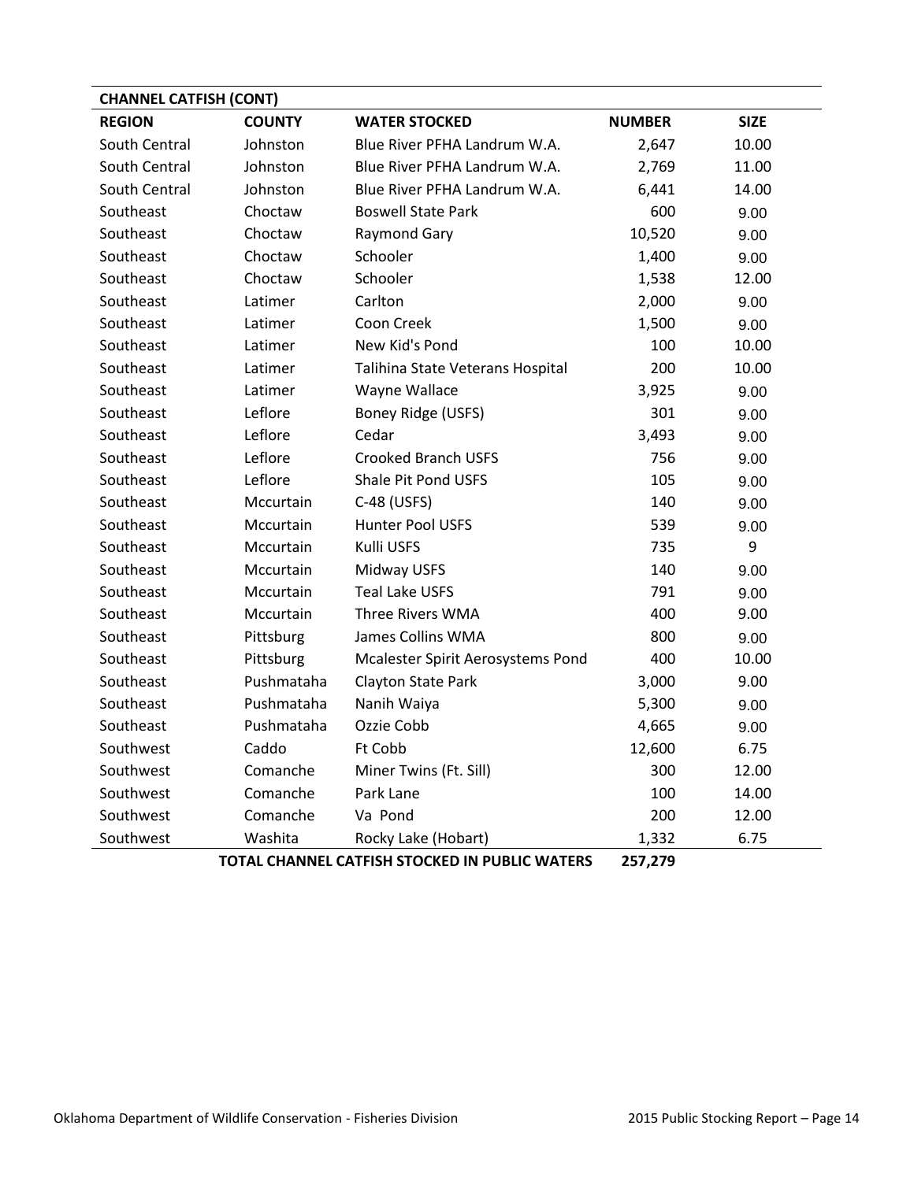| CHANNEL CATFISH (CONT) | | | | |
|---|---|---|---|---|
| **REGION** | **COUNTY** | **WATER STOCKED** | **NUMBER** | **SIZE** |
| South Central | Johnston | Blue River PFHA Landrum W.A. | 2,647 | 10.00 |
| South Central | Johnston | Blue River PFHA Landrum W.A. | 2,769 | 11.00 |
| South Central | Johnston | Blue River PFHA Landrum W.A. | 6,441 | 14.00 |
| Southeast | Choctaw | Boswell State Park | 600 | 9.00 |
| Southeast | Choctaw | Raymond Gary | 10,520 | 9.00 |
| Southeast | Choctaw | Schooler | 1,400 | 9.00 |
| Southeast | Choctaw | Schooler | 1,538 | 12.00 |
| Southeast | Latimer | Carlton | 2,000 | 9.00 |
| Southeast | Latimer | Coon Creek | 1,500 | 9.00 |
| Southeast | Latimer | New Kid's Pond | 100 | 10.00 |
| Southeast | Latimer | Talihina State Veterans Hospital | 200 | 10.00 |
| Southeast | Latimer | Wayne Wallace | 3,925 | 9.00 |
| Southeast | Leflore | Boney Ridge (USFS) | 301 | 9.00 |
| Southeast | Leflore | Cedar | 3,493 | 9.00 |
| Southeast | Leflore | Crooked Branch USFS | 756 | 9.00 |
| Southeast | Leflore | Shale Pit Pond USFS | 105 | 9.00 |
| Southeast | Mccurtain | C-48 (USFS) | 140 | 9.00 |
| Southeast | Mccurtain | Hunter Pool USFS | 539 | 9.00 |
| Southeast | Mccurtain | Kulli USFS | 735 | 9 |
| Southeast | Mccurtain | Midway USFS | 140 | 9.00 |
| Southeast | Mccurtain | Teal Lake USFS | 791 | 9.00 |
| Southeast | Mccurtain | Three Rivers WMA | 400 | 9.00 |
| Southeast | Pittsburg | James Collins WMA | 800 | 9.00 |
| Southeast | Pittsburg | Mcalester Spirit Aerosystems Pond | 400 | 10.00 |
| Southeast | Pushmataha | Clayton State Park | 3,000 | 9.00 |
| Southeast | Pushmataha | Nanih Waiya | 5,300 | 9.00 |
| Southeast | Pushmataha | Ozzie Cobb | 4,665 | 9.00 |
| Southwest | Caddo | Ft Cobb | 12,600 | 6.75 |
| Southwest | Comanche | Miner Twins (Ft. Sill) | 300 | 12.00 |
| Southwest | Comanche | Park Lane | 100 | 14.00 |
| Southwest | Comanche | Va Pond | 200 | 12.00 |
| Southwest | Washita | Rocky Lake (Hobart) | 1,332 | 6.75 |
| | | **TOTAL CHANNEL CATFISH STOCKED IN PUBLIC WATERS** | **257,279** | |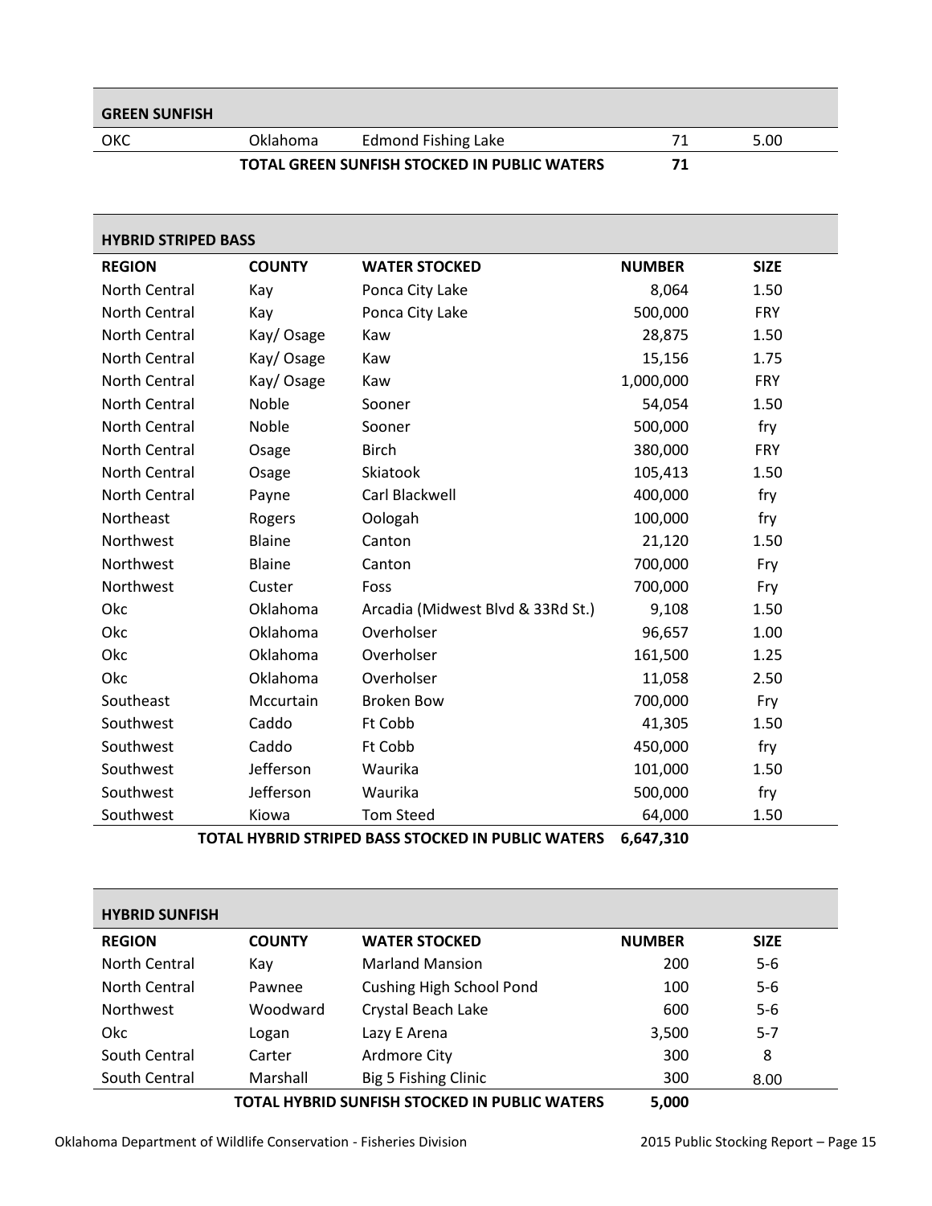| GREEN SUNFISH | | | | |
|---|---|---|---|---|
| OKC | Oklahoma | Edmond Fishing Lake | 71 | 5.00 |
| | | **TOTAL GREEN SUNFISH STOCKED IN PUBLIC WATERS** | **71** | |

| HYBRID STRIPED BASS | | | | |
|---|---|---|---|---|
| **REGION** | **COUNTY** | **WATER STOCKED** | **NUMBER** | **SIZE** |
| North Central | Kay | Ponca City Lake | 8,064 | 1.50 |
| North Central | Kay | Ponca City Lake | 500,000 | FRY |
| North Central | Kay/ Osage | Kaw | 28,875 | 1.50 |
| North Central | Kay/ Osage | Kaw | 15,156 | 1.75 |
| North Central | Kay/ Osage | Kaw | 1,000,000 | FRY |
| North Central | Noble | Sooner | 54,054 | 1.50 |
| North Central | Noble | Sooner | 500,000 | fry |
| North Central | Osage | Birch | 380,000 | FRY |
| North Central | Osage | Skiatook | 105,413 | 1.50 |
| North Central | Payne | Carl Blackwell | 400,000 | fry |
| Northeast | Rogers | Oologah | 100,000 | fry |
| Northwest | Blaine | Canton | 21,120 | 1.50 |
| Northwest | Blaine | Canton | 700,000 | Fry |
| Northwest | Custer | Foss | 700,000 | Fry |
| Okc | Oklahoma | Arcadia (Midwest Blvd & 33Rd St.) | 9,108 | 1.50 |
| Okc | Oklahoma | Overholser | 96,657 | 1.00 |
| Okc | Oklahoma | Overholser | 161,500 | 1.25 |
| Okc | Oklahoma | Overholser | 11,058 | 2.50 |
| Southeast | Mccurtain | Broken Bow | 700,000 | Fry |
| Southwest | Caddo | Ft Cobb | 41,305 | 1.50 |
| Southwest | Caddo | Ft Cobb | 450,000 | fry |
| Southwest | Jefferson | Waurika | 101,000 | 1.50 |
| Southwest | Jefferson | Waurika | 500,000 | fry |
| Southwest | Kiowa | Tom Steed | 64,000 | 1.50 |
| | | **TOTAL HYBRID STRIPED BASS STOCKED IN PUBLIC WATERS** | **6,647,310** | |

| HYBRID SUNFISH | | | | |
|---|---|---|---|---|
| **REGION** | **COUNTY** | **WATER STOCKED** | **NUMBER** | **SIZE** |
| North Central | Kay | Marland Mansion | 200 | 5-6 |
| North Central | Pawnee | Cushing High School Pond | 100 | 5-6 |
| Northwest | Woodward | Crystal Beach Lake | 600 | 5-6 |
| Okc | Logan | Lazy E Arena | 3,500 | 5-7 |
| South Central | Carter | Ardmore City | 300 | 8 |
| South Central | Marshall | Big 5 Fishing Clinic | 300 | 8.00 |
| | | **TOTAL HYBRID SUNFISH STOCKED IN PUBLIC WATERS** | **5,000** | |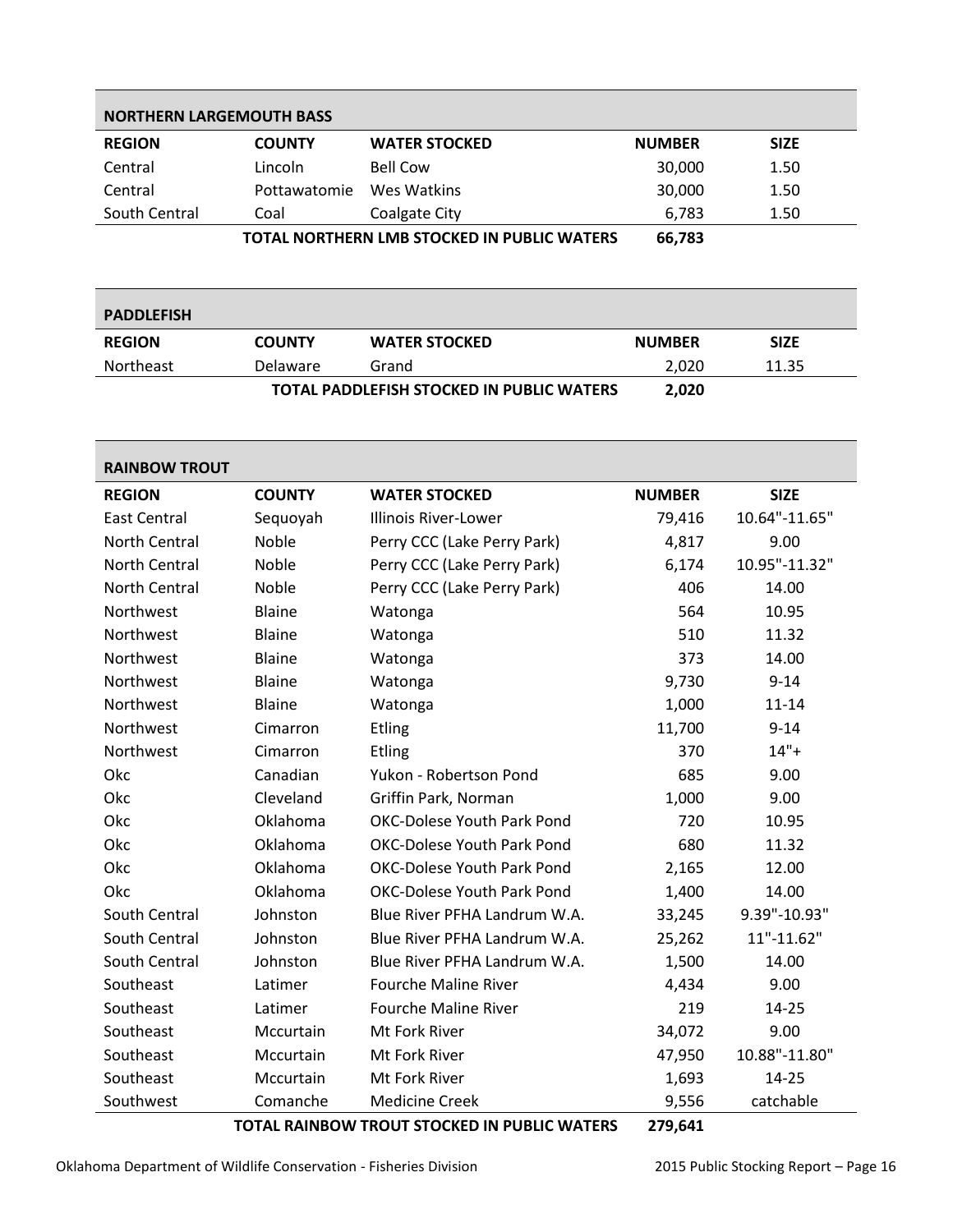## NORTHERN LARGEMOUTH BASS

| REGION | COUNTY | WATER STOCKED | NUMBER | SIZE |
|---|---|---|---|---|
| Central | Lincoln | Bell Cow | 30,000 | 1.50 |
| Central | Pottawatomie | Wes Watkins | 30,000 | 1.50 |
| South Central | Coal | Coalgate City | 6,783 | 1.50 |
| | | **TOTAL NORTHERN LMB STOCKED IN PUBLIC WATERS** | **66,783** | |

## PADDLEFISH

| REGION | COUNTY | WATER STOCKED | NUMBER | SIZE |
|---|---|---|---|---|
| Northeast | Delaware | Grand | 2,020 | 11.35 |
| | | **TOTAL PADDLEFISH STOCKED IN PUBLIC WATERS** | **2,020** | |

## RAINBOW TROUT

| REGION | COUNTY | WATER STOCKED | NUMBER | SIZE |
|---|---|---|---|---|
| East Central | Sequoyah | Illinois River-Lower | 79,416 | 10.64"-11.65" |
| North Central | Noble | Perry CCC (Lake Perry Park) | 4,817 | 9.00 |
| North Central | Noble | Perry CCC (Lake Perry Park) | 6,174 | 10.95"-11.32" |
| North Central | Noble | Perry CCC (Lake Perry Park) | 406 | 14.00 |
| Northwest | Blaine | Watonga | 564 | 10.95 |
| Northwest | Blaine | Watonga | 510 | 11.32 |
| Northwest | Blaine | Watonga | 373 | 14.00 |
| Northwest | Blaine | Watonga | 9,730 | 9-14 |
| Northwest | Blaine | Watonga | 1,000 | 11-14 |
| Northwest | Cimarron | Etling | 11,700 | 9-14 |
| Northwest | Cimarron | Etling | 370 | 14"+ |
| Okc | Canadian | Yukon - Robertson Pond | 685 | 9.00 |
| Okc | Cleveland | Griffin Park, Norman | 1,000 | 9.00 |
| Okc | Oklahoma | OKC-Dolese Youth Park Pond | 720 | 10.95 |
| Okc | Oklahoma | OKC-Dolese Youth Park Pond | 680 | 11.32 |
| Okc | Oklahoma | OKC-Dolese Youth Park Pond | 2,165 | 12.00 |
| Okc | Oklahoma | OKC-Dolese Youth Park Pond | 1,400 | 14.00 |
| South Central | Johnston | Blue River PFHA Landrum W.A. | 33,245 | 9.39"-10.93" |
| South Central | Johnston | Blue River PFHA Landrum W.A. | 25,262 | 11"-11.62" |
| South Central | Johnston | Blue River PFHA Landrum W.A. | 1,500 | 14.00 |
| Southeast | Latimer | Fourche Maline River | 4,434 | 9.00 |
| Southeast | Latimer | Fourche Maline River | 219 | 14-25 |
| Southeast | Mccurtain | Mt Fork River | 34,072 | 9.00 |
| Southeast | Mccurtain | Mt Fork River | 47,950 | 10.88"-11.80" |
| Southeast | Mccurtain | Mt Fork River | 1,693 | 14-25 |
| Southwest | Comanche | Medicine Creek | 9,556 | catchable |
| | | **TOTAL RAINBOW TROUT STOCKED IN PUBLIC WATERS** | **279,641** | |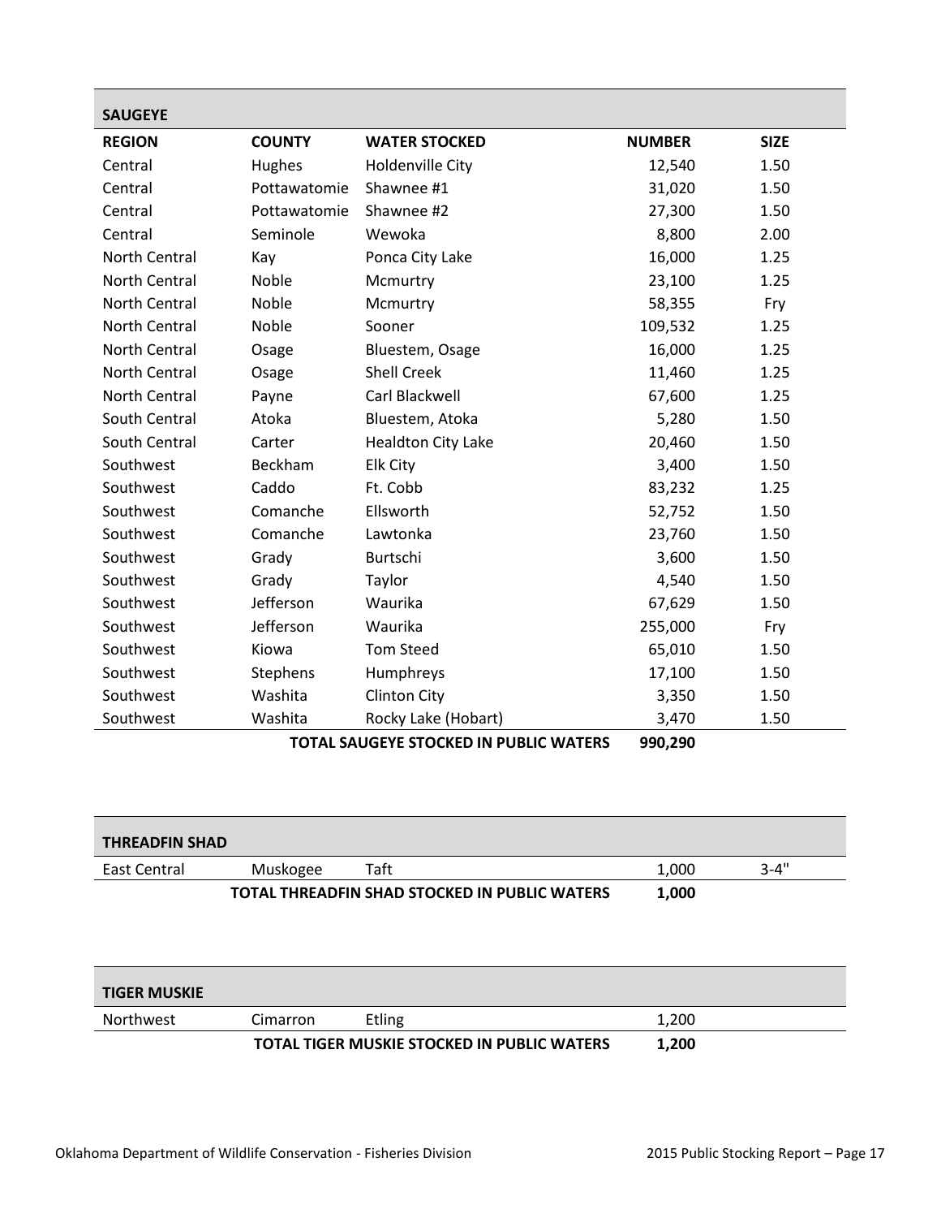## SAUGEYE

| REGION | COUNTY | WATER STOCKED | NUMBER | SIZE |
|---|---|---|---|---|
| Central | Hughes | Holdenville City | 12,540 | 1.50 |
| Central | Pottawatomie | Shawnee #1 | 31,020 | 1.50 |
| Central | Pottawatomie | Shawnee #2 | 27,300 | 1.50 |
| Central | Seminole | Wewoka | 8,800 | 2.00 |
| North Central | Kay | Ponca City Lake | 16,000 | 1.25 |
| North Central | Noble | Mcmurtry | 23,100 | 1.25 |
| North Central | Noble | Mcmurtry | 58,355 | Fry |
| North Central | Noble | Sooner | 109,532 | 1.25 |
| North Central | Osage | Bluestem, Osage | 16,000 | 1.25 |
| North Central | Osage | Shell Creek | 11,460 | 1.25 |
| North Central | Payne | Carl Blackwell | 67,600 | 1.25 |
| South Central | Atoka | Bluestem, Atoka | 5,280 | 1.50 |
| South Central | Carter | Healdton City Lake | 20,460 | 1.50 |
| Southwest | Beckham | Elk City | 3,400 | 1.50 |
| Southwest | Caddo | Ft. Cobb | 83,232 | 1.25 |
| Southwest | Comanche | Ellsworth | 52,752 | 1.50 |
| Southwest | Comanche | Lawtonka | 23,760 | 1.50 |
| Southwest | Grady | Burtschi | 3,600 | 1.50 |
| Southwest | Grady | Taylor | 4,540 | 1.50 |
| Southwest | Jefferson | Waurika | 67,629 | 1.50 |
| Southwest | Jefferson | Waurika | 255,000 | Fry |
| Southwest | Kiowa | Tom Steed | 65,010 | 1.50 |
| Southwest | Stephens | Humphreys | 17,100 | 1.50 |
| Southwest | Washita | Clinton City | 3,350 | 1.50 |
| Southwest | Washita | Rocky Lake (Hobart) | 3,470 | 1.50 |
| | | **TOTAL SAUGEYE STOCKED IN PUBLIC WATERS** | **990,290** | |

## THREADFIN SHAD

| REGION | COUNTY | WATER STOCKED | NUMBER | SIZE |
|---|---|---|---|---|
| East Central | Muskogee | Taft | 1,000 | 3-4" |
| | | **TOTAL THREADFIN SHAD STOCKED IN PUBLIC WATERS** | **1,000** | |

## TIGER MUSKIE

| REGION | COUNTY | WATER STOCKED | NUMBER | SIZE |
|---|---|---|---|---|
| Northwest | Cimarron | Etling | 1,200 | |
| | | **TOTAL TIGER MUSKIE STOCKED IN PUBLIC WATERS** | **1,200** | |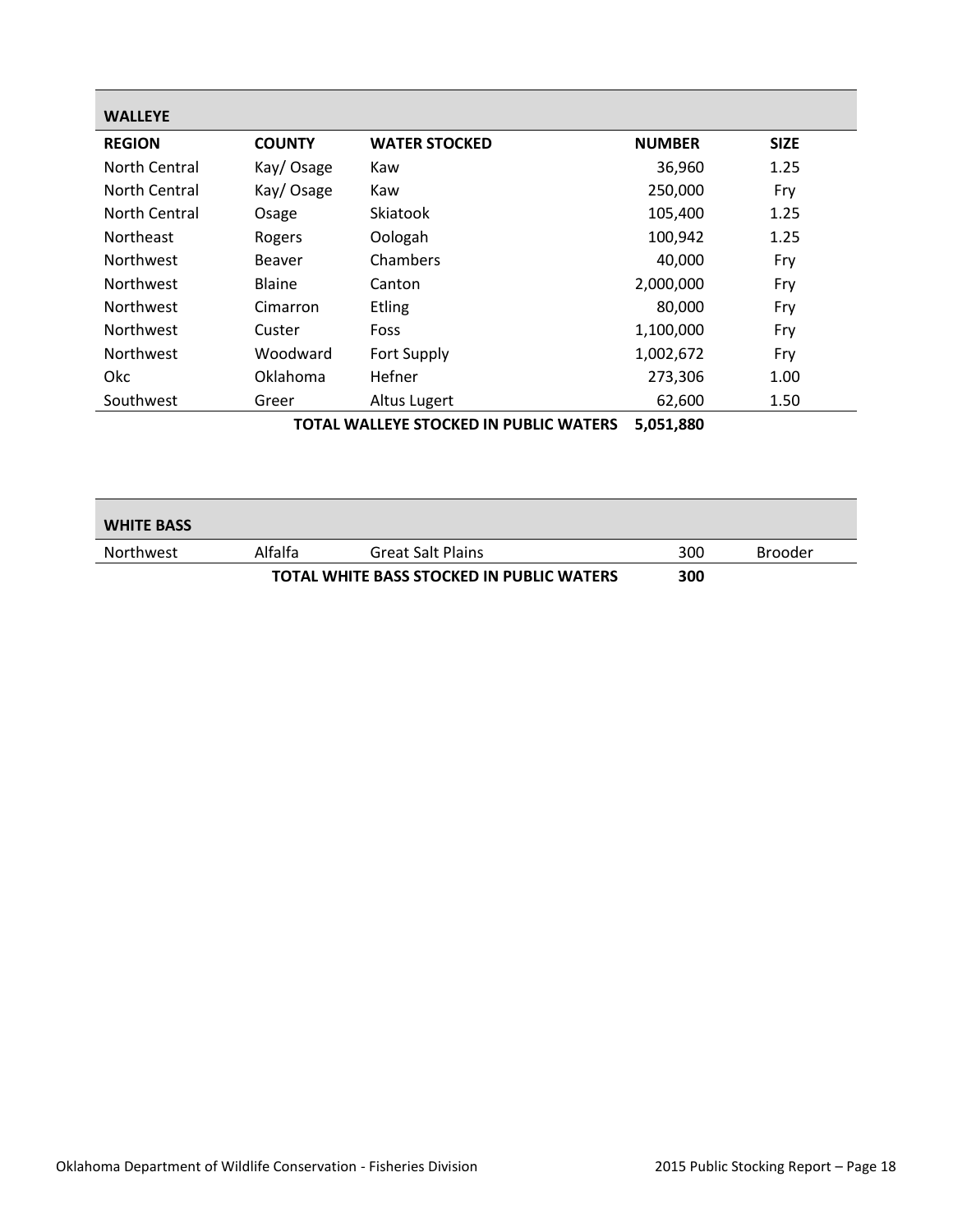## WALLEYE

| REGION | COUNTY | WATER STOCKED | NUMBER | SIZE |
|---|---|---|---|---|
| North Central | Kay/ Osage | Kaw | 36,960 | 1.25 |
| North Central | Kay/ Osage | Kaw | 250,000 | Fry |
| North Central | Osage | Skiatook | 105,400 | 1.25 |
| Northeast | Rogers | Oologah | 100,942 | 1.25 |
| Northwest | Beaver | Chambers | 40,000 | Fry |
| Northwest | Blaine | Canton | 2,000,000 | Fry |
| Northwest | Cimarron | Etling | 80,000 | Fry |
| Northwest | Custer | Foss | 1,100,000 | Fry |
| Northwest | Woodward | Fort Supply | 1,002,672 | Fry |
| Okc | Oklahoma | Hefner | 273,306 | 1.00 |
| Southwest | Greer | Altus Lugert | 62,600 | 1.50 |
| | | **TOTAL WALLEYE STOCKED IN PUBLIC WATERS** | **5,051,880** | |

## WHITE BASS

| | | | | |
|---|---|---|---|---|
| Northwest | Alfalfa | Great Salt Plains | 300 | Brooder |
| | | **TOTAL WHITE BASS STOCKED IN PUBLIC WATERS** | **300** | |